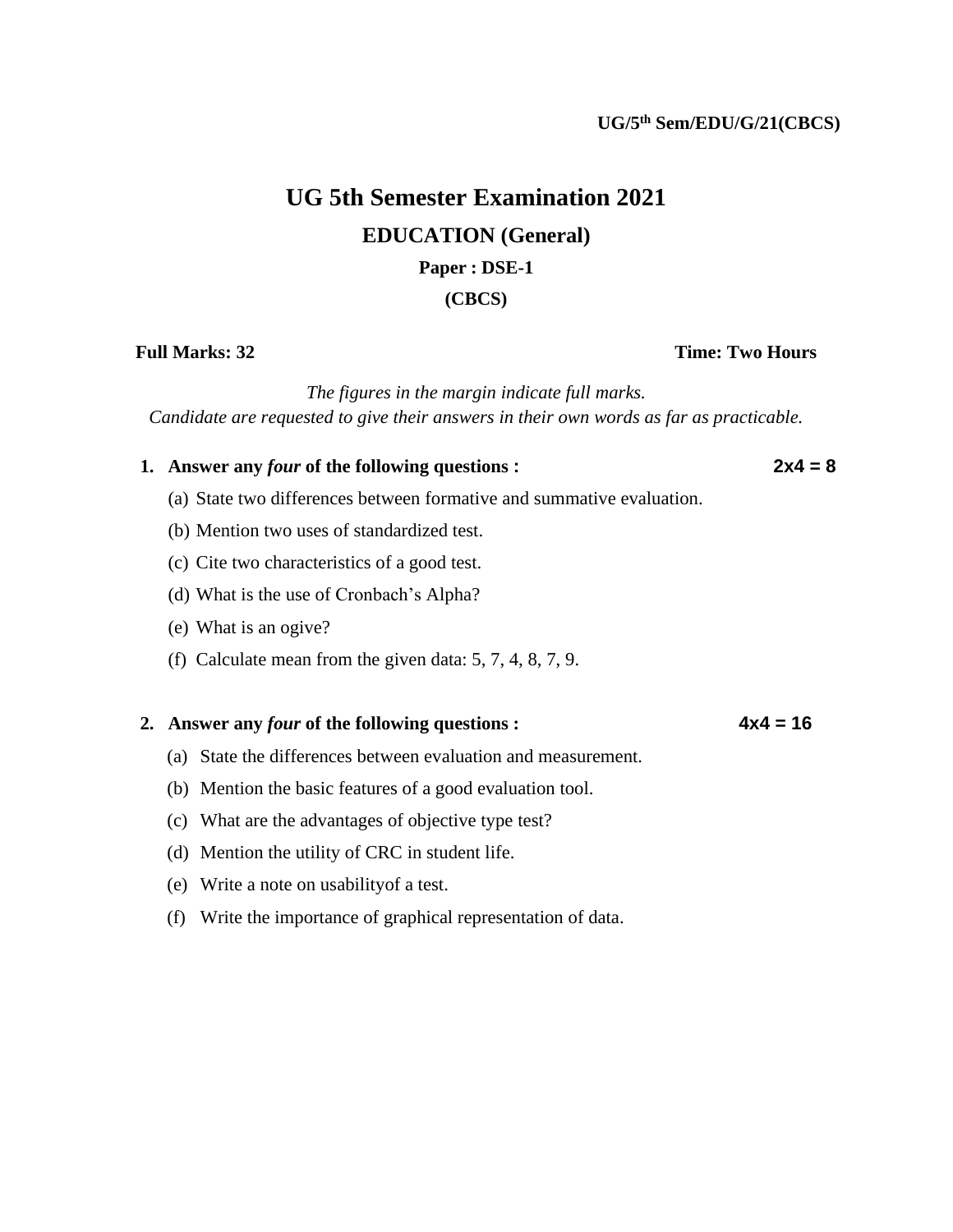**UG/5th Sem/EDU/G/21(CBCS)**

# UG 5th Semester Examination 2021

## EDUCATION (General)

### Paper : DSE-1

### (CBCS)

**Full Marks: 32** **Time: Two Hours**

*The figures in the margin indicate full marks.*
*Candidate are requested to give their answers in their own words as far as practicable.*

**1. Answer any *four* of the following questions :** **2x4 = 8**

(a) State two differences between formative and summative evaluation.

(b) Mention two uses of standardized test.

(c) Cite two characteristics of a good test.

(d) What is the use of Cronbach's Alpha?

(e) What is an ogive?

(f) Calculate mean from the given data: 5, 7, 4, 8, 7, 9.

**2. Answer any *four* of the following questions :** **4x4 = 16**

(a) State the differences between evaluation and measurement.

(b) Mention the basic features of a good evaluation tool.

(c) What are the advantages of objective type test?

(d) Mention the utility of CRC in student life.

(e) Write a note on usabilityof a test.

(f) Write the importance of graphical representation of data.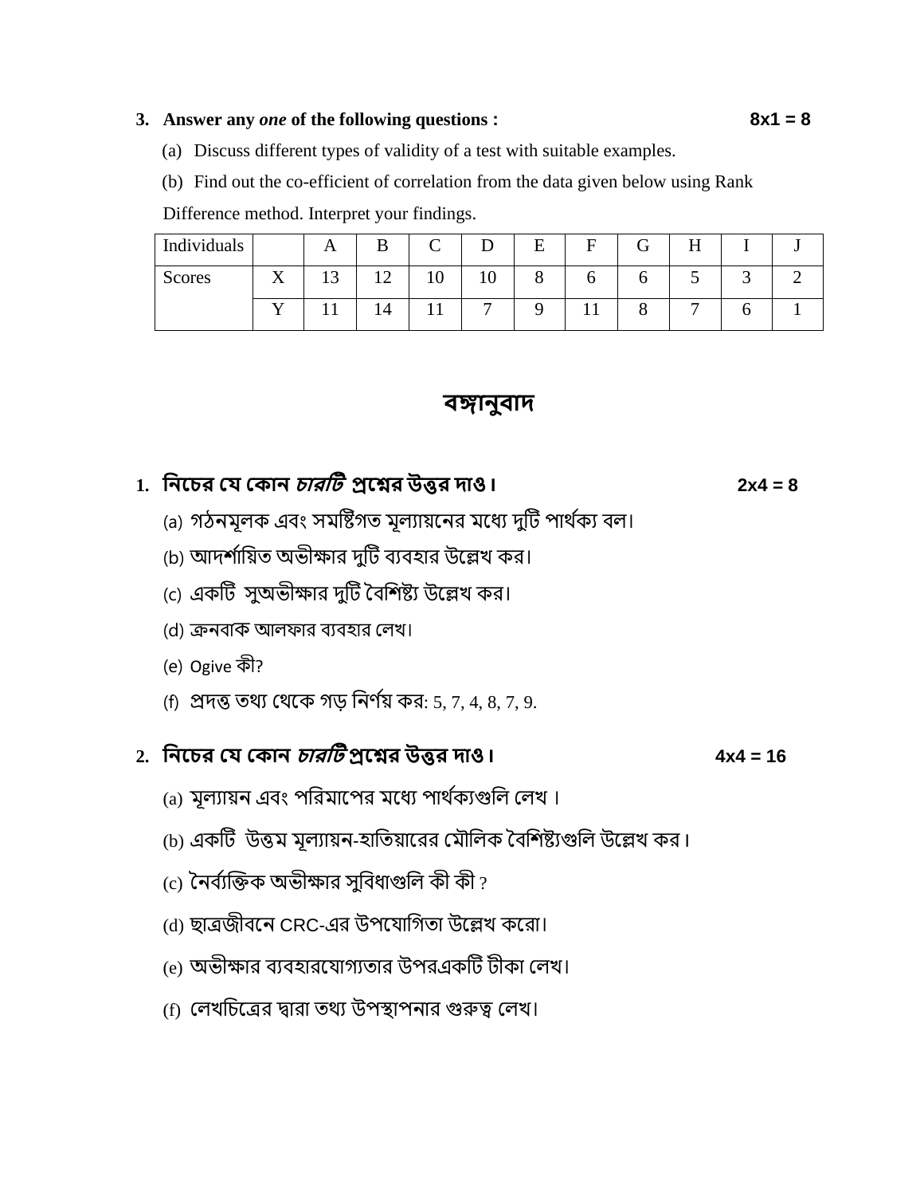3. **Answer any *one* of the following questions :** **8x1 = 8**

   (a) Discuss different types of validity of a test with suitable examples.

   (b) Find out the co-efficient of correlation from the data given below using Rank Difference method. Interpret your findings.

| Individuals | | A | B | C | D | E | F | G | H | I | J |
|---|---|---|---|---|---|---|---|---|---|---|---|
| Scores | X | 13 | 12 | 10 | 10 | 8 | 6 | 6 | 5 | 3 | 2 |
| | Y | 11 | 14 | 11 | 7 | 9 | 11 | 8 | 7 | 6 | 1 |

## বঙ্গানুবাদ

1. **নিচের যে কোন *চারটি* প্রশ্নের উত্তর দাও।** **2x4 = 8**

   (a) গঠনমূলক এবং সমষ্টিগত মূল্যায়নের মধ্যে দুটি পার্থক্য বল।

   (b) আদর্শায়িত অভীক্ষার দুটি ব্যবহার উল্লেখ কর।

   (c) একটি সুঅভীক্ষার দুটি বৈশিষ্ট্য উল্লেখ কর।

   (d) ক্রনবাক আলফার ব্যবহার লেখ।

   (e) Ogive কী?

   (f) প্রদত্ত তথ্য থেকে গড় নির্ণয় কর: 5, 7, 4, 8, 7, 9.

2. **নিচের যে কোন *চারটি* প্রশ্নের উত্তর দাও।** **4x4 = 16**

   (a) মূল্যায়ন এবং পরিমাপের মধ্যে পার্থক্যগুলি লেখ।

   (b) একটি উত্তম মূল্যায়ন-হাতিয়ারের মৌলিক বৈশিষ্ট্যগুলি উল্লেখ কর।

   (c) নৈর্ব্যক্তিক অভীক্ষার সুবিধাগুলি কী কী ?

   (d) ছাত্রজীবনে CRC-এর উপযোগিতা উল্লেখ করো।

   (e) অভীক্ষার ব্যবহারযোগ্যতার উপরএকটি টীকা লেখ।

   (f) লেখচিত্রের দ্বারা তথ্য উপস্থাপনার গুরুত্ব লেখ।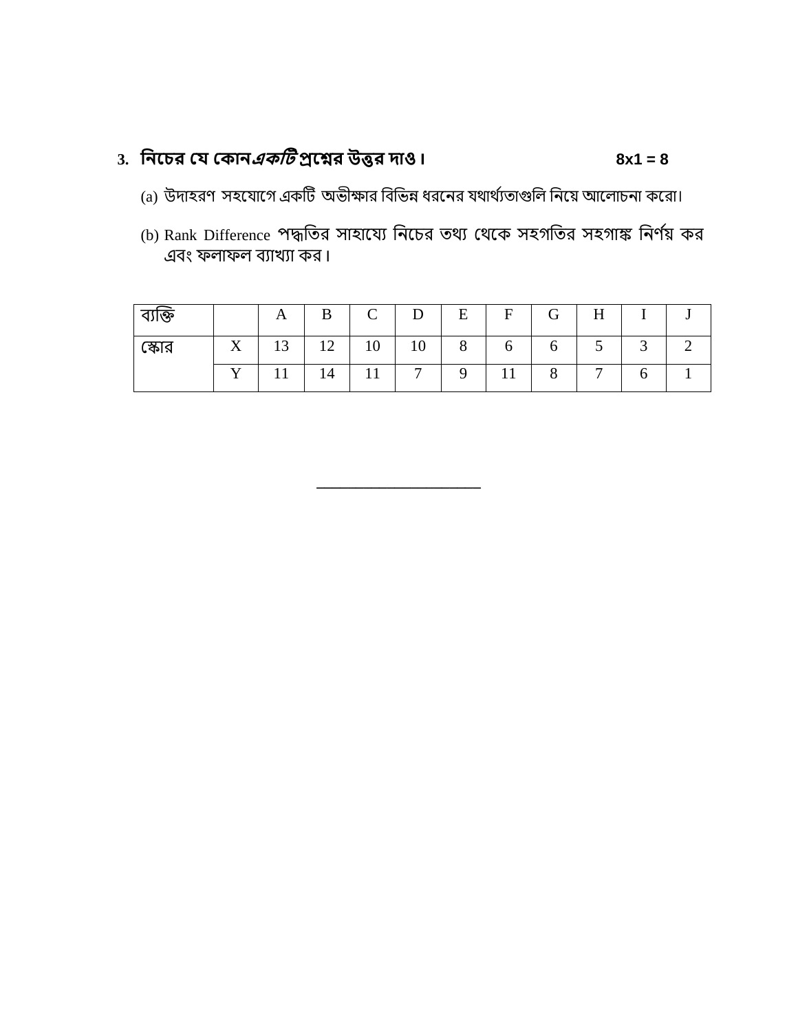3. **নিচের যে কোন*একটি* প্রশ্নের উত্তর দাও।** **8x1 = 8**

(a) উদাহরণ সহযোগে একটি অভীক্ষার বিভিন্ন ধরনের যথার্থ্যতাগুলি নিয়ে আলোচনা করো।

(b) Rank Difference পদ্ধতির সাহায্যে নিচের তথ্য থেকে সহগতির সহগাঙ্ক নির্ণয় কর এবং ফলাফল ব্যাখ্যা কর।

| ব্যক্তি | | A | B | C | D | E | F | G | H | I | J |
|---|---|---|---|---|---|---|---|---|---|---|---|
| স্কোর | X | 13 | 12 | 10 | 10 | 8 | 6 | 6 | 5 | 3 | 2 |
| | Y | 11 | 14 | 11 | 7 | 9 | 11 | 8 | 7 | 6 | 1 |